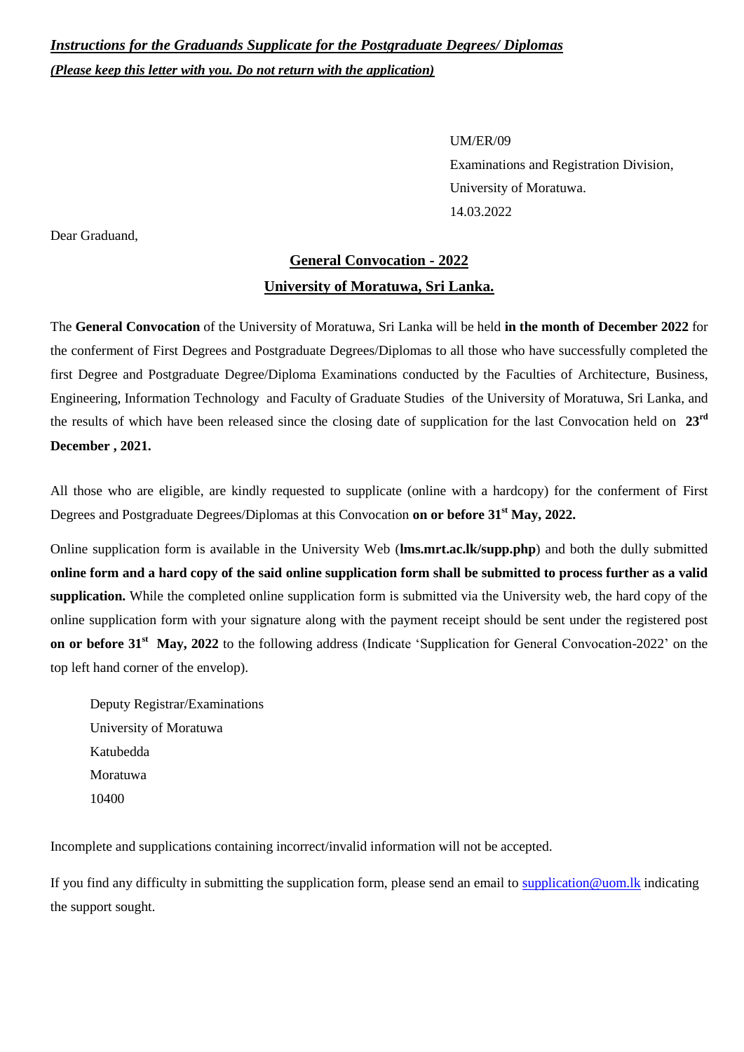***Instructions for the Graduands Supplicate for the Postgraduate Degrees/ Diplomas***

***(Please keep this letter with you. Do not return with the application)***

UM/ER/09
Examinations and Registration Division,
University of Moratuwa.
14.03.2022

Dear Graduand,

## General Convocation - 2022

## University of Moratuwa, Sri Lanka.

The **General Convocation** of the University of Moratuwa, Sri Lanka will be held **in the month of December 2022** for the conferment of First Degrees and Postgraduate Degrees/Diplomas to all those who have successfully completed the first Degree and Postgraduate Degree/Diploma Examinations conducted by the Faculties of Architecture, Business, Engineering, Information Technology and Faculty of Graduate Studies of the University of Moratuwa, Sri Lanka, and the results of which have been released since the closing date of supplication for the last Convocation held on **23rd December , 2021.**

All those who are eligible, are kindly requested to supplicate (online with a hardcopy) for the conferment of First Degrees and Postgraduate Degrees/Diplomas at this Convocation **on or before 31st May, 2022.**

Online supplication form is available in the University Web (**lms.mrt.ac.lk/supp.php**) and both the dully submitted **online form and a hard copy of the said online supplication form shall be submitted to process further as a valid supplication.** While the completed online supplication form is submitted via the University web, the hard copy of the online supplication form with your signature along with the payment receipt should be sent under the registered post **on or before 31st May, 2022** to the following address (Indicate 'Supplication for General Convocation-2022' on the top left hand corner of the envelop).

Deputy Registrar/Examinations
University of Moratuwa
Katubedda
Moratuwa
10400

Incomplete and supplications containing incorrect/invalid information will not be accepted.

If you find any difficulty in submitting the supplication form, please send an email to supplication@uom.lk indicating the support sought.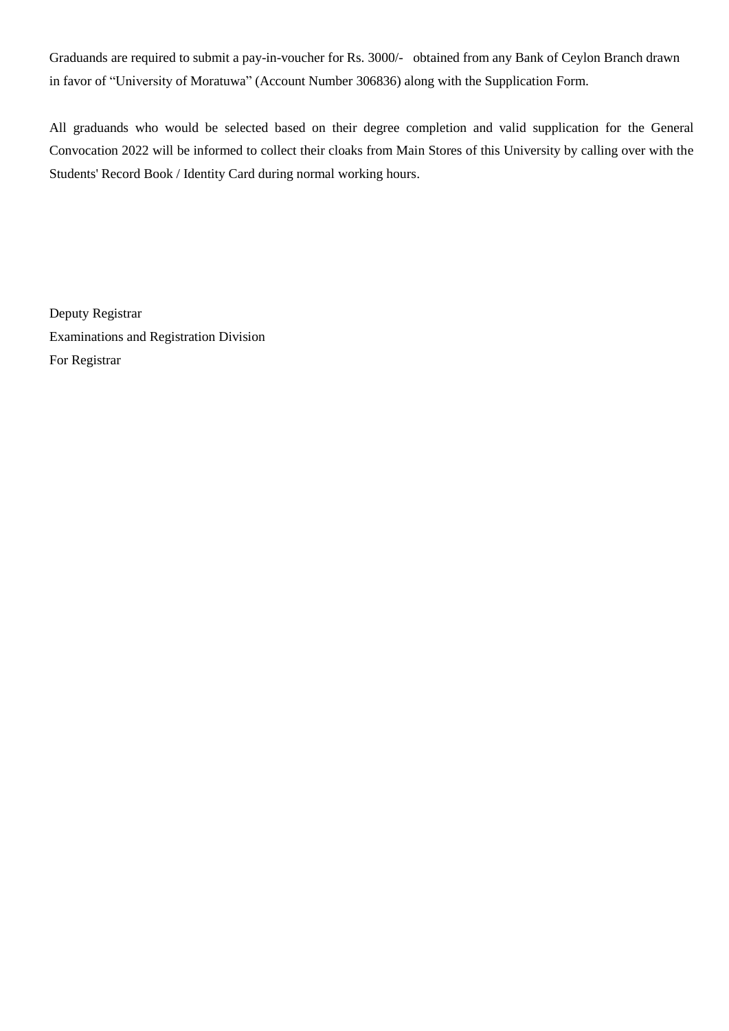Graduands are required to submit a pay-in-voucher for Rs. 3000/- obtained from any Bank of Ceylon Branch drawn in favor of "University of Moratuwa" (Account Number 306836) along with the Supplication Form.

All graduands who would be selected based on their degree completion and valid supplication for the General Convocation 2022 will be informed to collect their cloaks from Main Stores of this University by calling over with the Students' Record Book / Identity Card during normal working hours.

Deputy Registrar  
Examinations and Registration Division  
For Registrar